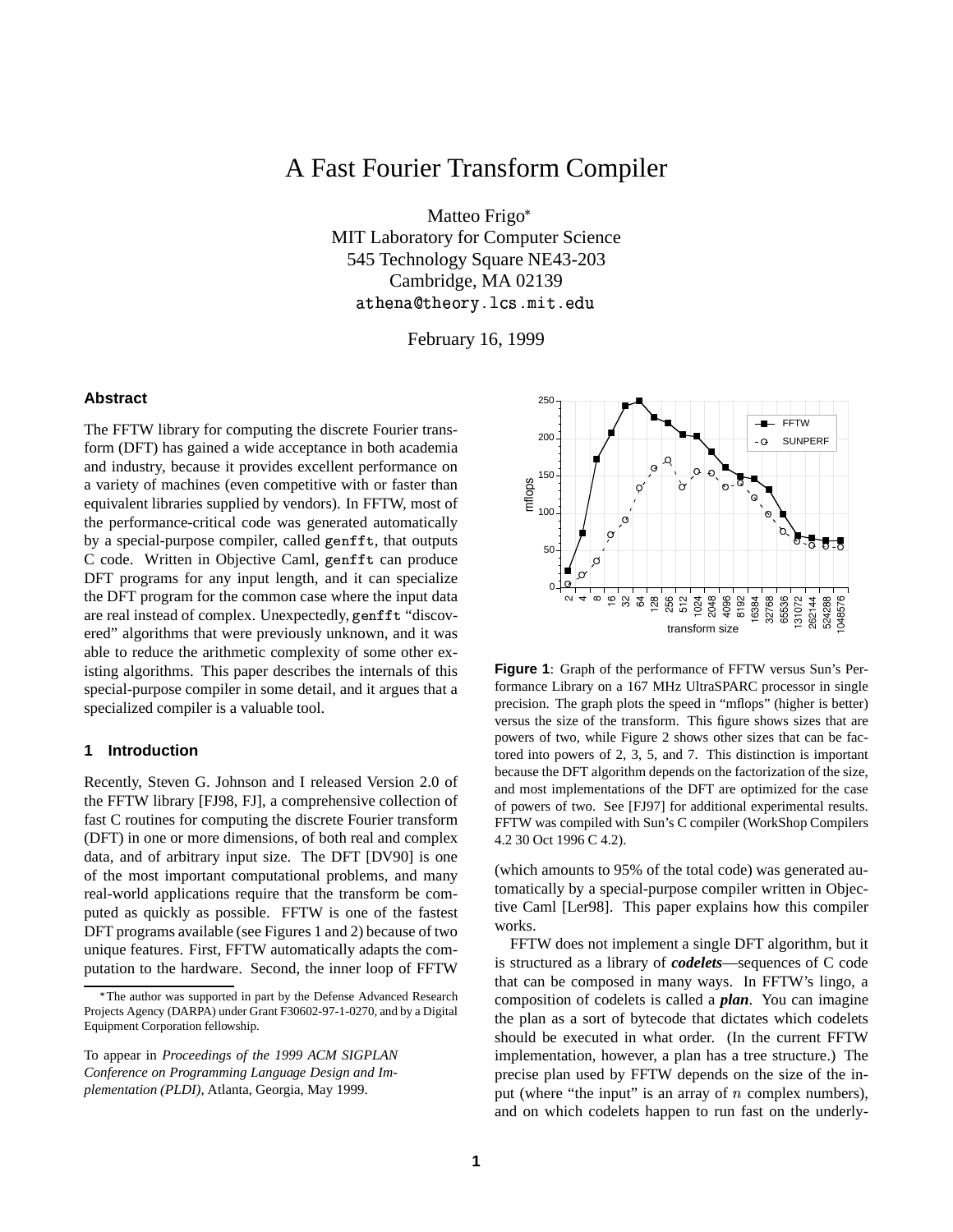# A Fast Fourier Transform Compiler

Matteo Frigo*
MIT Laboratory for Computer Science
545 Technology Square NE43-203
Cambridge, MA 02139
athena@theory.lcs.mit.edu

February 16, 1999

### Abstract

The FFTW library for computing the discrete Fourier transform (DFT) has gained a wide acceptance in both academia and industry, because it provides excellent performance on a variety of machines (even competitive with or faster than equivalent libraries supplied by vendors). In FFTW, most of the performance-critical code was generated automatically by a special-purpose compiler, called `genfft`, that outputs C code. Written in Objective Caml, `genfft` can produce DFT programs for any input length, and it can specialize the DFT program for the common case where the input data are real instead of complex. Unexpectedly, `genfft` "discovered" algorithms that were previously unknown, and it was able to reduce the arithmetic complexity of some other existing algorithms. This paper describes the internals of this special-purpose compiler in some detail, and it argues that a specialized compiler is a valuable tool.

## 1 Introduction

Recently, Steven G. Johnson and I released Version 2.0 of the FFTW library [FJ98, FJ], a comprehensive collection of fast C routines for computing the discrete Fourier transform (DFT) in one or more dimensions, of both real and complex data, and of arbitrary input size. The DFT [DV90] is one of the most important computational problems, and many real-world applications require that the transform be computed as quickly as possible. FFTW is one of the fastest DFT programs available (see Figures 1 and 2) because of two unique features. First, FFTW automatically adapts the computation to the hardware. Second, the inner loop of FFTW (which amounts to 95% of the total code) was generated automatically by a special-purpose compiler written in Objective Caml [Ler98]. This paper explains how this compiler works.

**Figure 1**: Graph of the performance of FFTW versus Sun's Performance Library on a 167 MHz UltraSPARC processor in single precision. The graph plots the speed in "mflops" (higher is better) versus the size of the transform. This figure shows sizes that are powers of two, while Figure 2 shows other sizes that can be factored into powers of 2, 3, 5, and 7. This distinction is important because the DFT algorithm depends on the factorization of the size, and most implementations of the DFT are optimized for the case of powers of two. See [FJ97] for additional experimental results. FFTW was compiled with Sun's C compiler (WorkShop Compilers 4.2 30 Oct 1996 C 4.2).

FFTW does not implement a single DFT algorithm, but it is structured as a library of ***codelets***—sequences of C code that can be composed in many ways. In FFTW's lingo, a composition of codelets is called a ***plan***. You can imagine the plan as a sort of bytecode that dictates which codelets should be executed in what order. (In the current FFTW implementation, however, a plan has a tree structure.) The precise plan used by FFTW depends on the size of the input (where "the input" is an array of $n$ complex numbers), and on which codelets happen to run fast on the underly-

*The author was supported in part by the Defense Advanced Research Projects Agency (DARPA) under Grant F30602-97-1-0270, and by a Digital Equipment Corporation fellowship.

To appear in *Proceedings of the 1999 ACM SIGPLAN Conference on Programming Language Design and Implementation (PLDI)*, Atlanta, Georgia, May 1999.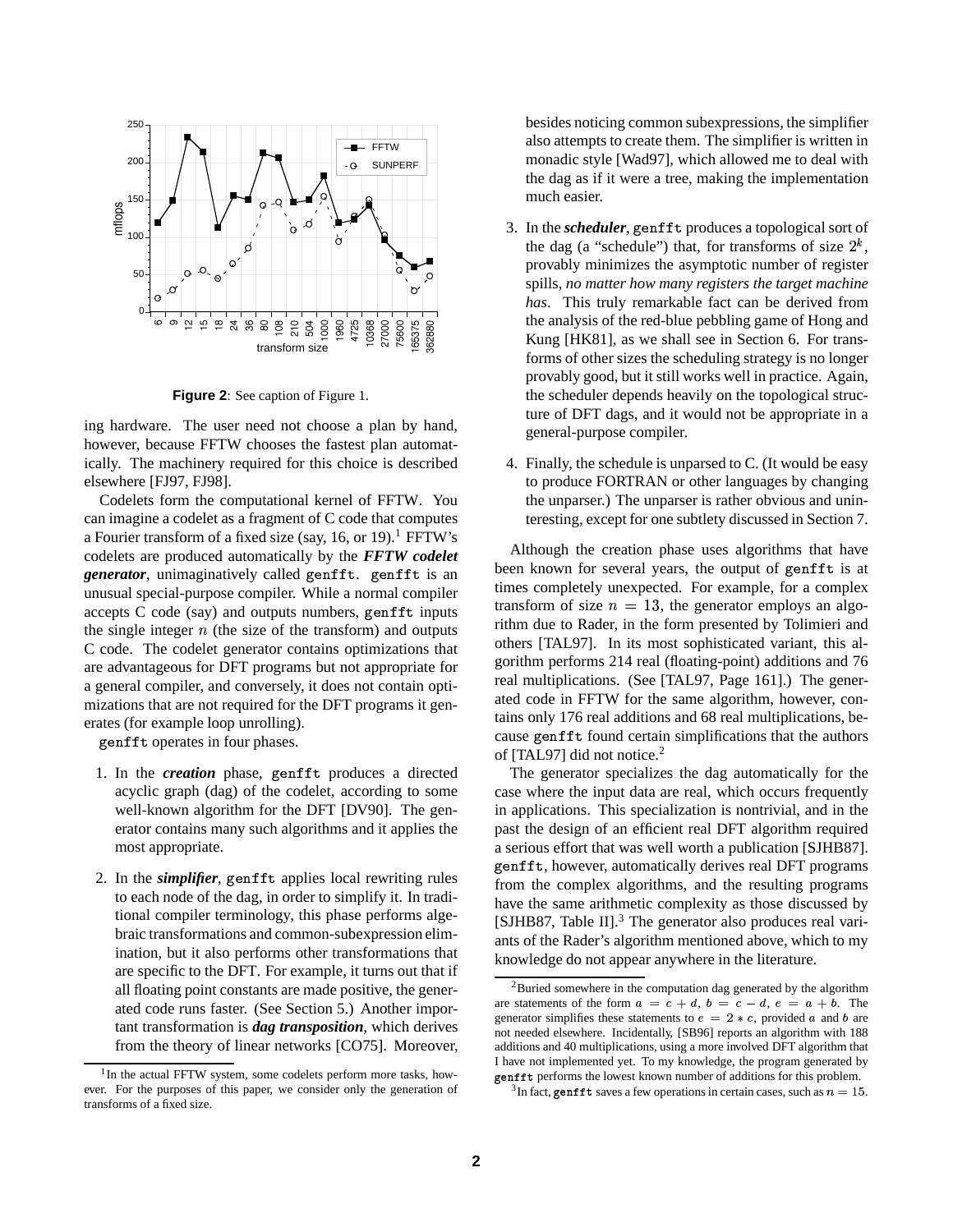**Figure 2**: See caption of Figure 1.

ing hardware. The user need not choose a plan by hand, however, because FFTW chooses the fastest plan automatically. The machinery required for this choice is described elsewhere [FJ97, FJ98].

Codelets form the computational kernel of FFTW. You can imagine a codelet as a fragment of C code that computes a Fourier transform of a fixed size (say, 16, or 19).[1] FFTW's codelets are produced automatically by the ***FFTW codelet generator***, unimaginatively called `genfft`. `genfft` is an unusual special-purpose compiler. While a normal compiler accepts C code (say) and outputs numbers, `genfft` inputs the single integer $n$ (the size of the transform) and outputs C code. The codelet generator contains optimizations that are advantageous for DFT programs but not appropriate for a general compiler, and conversely, it does not contain optimizations that are not required for the DFT programs it generates (for example loop unrolling).

`genfft` operates in four phases.

1. In the ***creation*** phase, `genfft` produces a directed acyclic graph (dag) of the codelet, according to some well-known algorithm for the DFT [DV90]. The generator contains many such algorithms and it applies the most appropriate.

2. In the ***simplifier***, `genfft` applies local rewriting rules to each node of the dag, in order to simplify it. In traditional compiler terminology, this phase performs algebraic transformations and common-subexpression elimination, but it also performs other transformations that are specific to the DFT. For example, it turns out that if all floating point constants are made positive, the generated code runs faster. (See Section 5.) Another important transformation is ***dag transposition***, which derives from the theory of linear networks [CO75]. Moreover, besides noticing common subexpressions, the simplifier also attempts to create them. The simplifier is written in monadic style [Wad97], which allowed me to deal with the dag as if it were a tree, making the implementation much easier.

3. In the ***scheduler***, `genfft` produces a topological sort of the dag (a "schedule") that, for transforms of size $2^k$, provably minimizes the asymptotic number of register spills, *no matter how many registers the target machine has*. This truly remarkable fact can be derived from the analysis of the red-blue pebbling game of Hong and Kung [HK81], as we shall see in Section 6. For transforms of other sizes the scheduling strategy is no longer provably good, but it still works well in practice. Again, the scheduler depends heavily on the topological structure of DFT dags, and it would not be appropriate in a general-purpose compiler.

4. Finally, the schedule is unparsed to C. (It would be easy to produce FORTRAN or other languages by changing the unparser.) The unparser is rather obvious and uninteresting, except for one subtlety discussed in Section 7.

Although the creation phase uses algorithms that have been known for several years, the output of `genfft` is at times completely unexpected. For example, for a complex transform of size $n = 13$, the generator employs an algorithm due to Rader, in the form presented by Tolimieri and others [TAL97]. In its most sophisticated variant, this algorithm performs 214 real (floating-point) additions and 76 real multiplications. (See [TAL97, Page 161].) The generated code in FFTW for the same algorithm, however, contains only 176 real additions and 68 real multiplications, because `genfft` found certain simplifications that the authors of [TAL97] did not notice.[2]

The generator specializes the dag automatically for the case where the input data are real, which occurs frequently in applications. This specialization is nontrivial, and in the past the design of an efficient real DFT algorithm required a serious effort that was well worth a publication [SJHB87]. `genfft`, however, automatically derives real DFT programs from the complex algorithms, and the resulting programs have the same arithmetic complexity as those discussed by [SJHB87, Table II].[3] The generator also produces real variants of the Rader's algorithm mentioned above, which to my knowledge do not appear anywhere in the literature.

---

[1] In the actual FFTW system, some codelets perform more tasks, however. For the purposes of this paper, we consider only the generation of transforms of a fixed size.

[2] Buried somewhere in the computation dag generated by the algorithm are statements of the form $a = c + d$, $b = c - d$, $e = a + b$. The generator simplifies these statements to $e = 2 * c$, provided $a$ and $b$ are not needed elsewhere. Incidentally, [SB96] reports an algorithm with 188 additions and 40 multiplications, using a more involved DFT algorithm that I have not implemented yet. To my knowledge, the program generated by `genfft` performs the lowest known number of additions for this problem.

[3] In fact, `genfft` saves a few operations in certain cases, such as $n = 15$.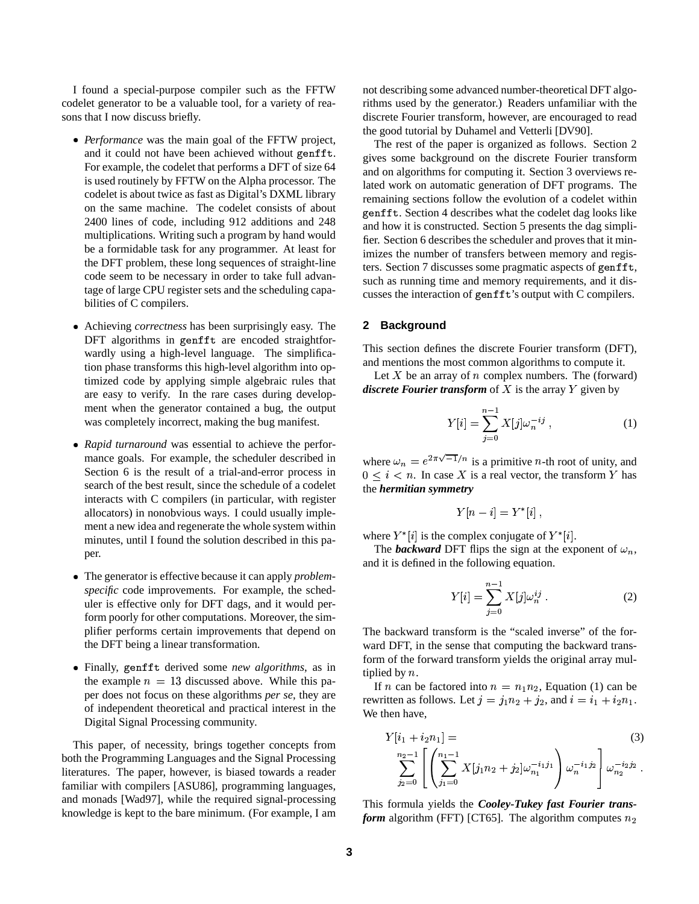I found a special-purpose compiler such as the FFTW codelet generator to be a valuable tool, for a variety of reasons that I now discuss briefly.

- *Performance* was the main goal of the FFTW project, and it could not have been achieved without `genfft`. For example, the codelet that performs a DFT of size 64 is used routinely by FFTW on the Alpha processor. The codelet is about twice as fast as Digital's DXML library on the same machine. The codelet consists of about 2400 lines of code, including 912 additions and 248 multiplications. Writing such a program by hand would be a formidable task for any programmer. At least for the DFT problem, these long sequences of straight-line code seem to be necessary in order to take full advantage of large CPU register sets and the scheduling capabilities of C compilers.

- Achieving *correctness* has been surprisingly easy. The DFT algorithms in `genfft` are encoded straightforwardly using a high-level language. The simplification phase transforms this high-level algorithm into optimized code by applying simple algebraic rules that are easy to verify. In the rare cases during development when the generator contained a bug, the output was completely incorrect, making the bug manifest.

- *Rapid turnaround* was essential to achieve the performance goals. For example, the scheduler described in Section 6 is the result of a trial-and-error process in search of the best result, since the schedule of a codelet interacts with C compilers (in particular, with register allocators) in nonobvious ways. I could usually implement a new idea and regenerate the whole system within minutes, until I found the solution described in this paper.

- The generator is effective because it can apply *problem-specific* code improvements. For example, the scheduler is effective only for DFT dags, and it would perform poorly for other computations. Moreover, the simplifier performs certain improvements that depend on the DFT being a linear transformation.

- Finally, `genfft` derived some *new algorithms*, as in the example $n = 13$ discussed above. While this paper does not focus on these algorithms *per se*, they are of independent theoretical and practical interest in the Digital Signal Processing community.

This paper, of necessity, brings together concepts from both the Programming Languages and the Signal Processing literatures. The paper, however, is biased towards a reader familiar with compilers [ASU86], programming languages, and monads [Wad97], while the required signal-processing knowledge is kept to the bare minimum. (For example, I am not describing some advanced number-theoretical DFT algorithms used by the generator.) Readers unfamiliar with the discrete Fourier transform, however, are encouraged to read the good tutorial by Duhamel and Vetterli [DV90].

The rest of the paper is organized as follows. Section 2 gives some background on the discrete Fourier transform and on algorithms for computing it. Section 3 overviews related work on automatic generation of DFT programs. The remaining sections follow the evolution of a codelet within `genfft`. Section 4 describes what the codelet dag looks like and how it is constructed. Section 5 presents the dag simplifier. Section 6 describes the scheduler and proves that it minimizes the number of transfers between memory and registers. Section 7 discusses some pragmatic aspects of `genfft`, such as running time and memory requirements, and it discusses the interaction of `genfft`'s output with C compilers.

## 2 Background

This section defines the discrete Fourier transform (DFT), and mentions the most common algorithms to compute it.

Let $X$ be an array of $n$ complex numbers. The (forward) ***discrete Fourier transform*** of $X$ is the array $Y$ given by

$$Y[i] = \sum_{j=0}^{n-1} X[j]\omega_n^{-ij} , \tag{1}$$

where $\omega_n = e^{2\pi\sqrt{-1}/n}$ is a primitive $n$-th root of unity, and $0 \leq i < n$. In case $X$ is a real vector, the transform $Y$ has the ***hermitian symmetry***

$$Y[n-i] = Y^*[i] ,$$

where $Y^*[i]$ is the complex conjugate of $Y^*[i]$.

The ***backward*** DFT flips the sign at the exponent of $\omega_n$, and it is defined in the following equation.

$$Y[i] = \sum_{j=0}^{n-1} X[j]\omega_n^{ij} . \tag{2}$$

The backward transform is the "scaled inverse" of the forward DFT, in the sense that computing the backward transform of the forward transform yields the original array multiplied by $n$.

If $n$ can be factored into $n = n_1 n_2$, Equation (1) can be rewritten as follows. Let $j = j_1 n_2 + j_2$, and $i = i_1 + i_2 n_1$. We then have,

$$Y[i_1 + i_2 n_1] = \sum_{j_2=0}^{n_2-1} \left[ \left( \sum_{j_1=0}^{n_1-1} X[j_1 n_2 + j_2] \omega_{n_1}^{-i_1 j_1} \right) \omega_n^{-i_1 j_2} \right] \omega_{n_2}^{-i_2 j_2} . \tag{3}$$

This formula yields the ***Cooley-Tukey fast Fourier transform*** algorithm (FFT) [CT65]. The algorithm computes $n_2$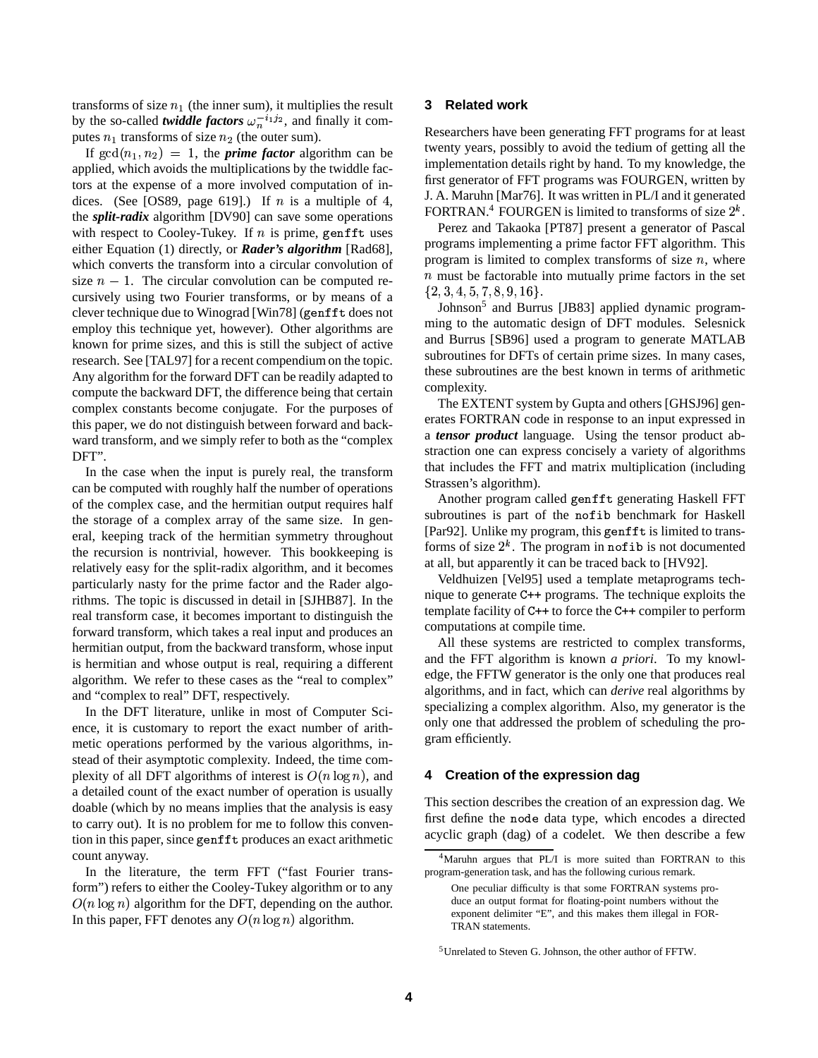transforms of size $n_1$ (the inner sum), it multiplies the result by the so-called ***twiddle factors*** $\omega_n^{-i_1 j_2}$, and finally it computes $n_1$ transforms of size $n_2$ (the outer sum).

If $\gcd(n_1, n_2) = 1$, the ***prime factor*** algorithm can be applied, which avoids the multiplications by the twiddle factors at the expense of a more involved computation of indices. (See [OS89, page 619].) If $n$ is a multiple of 4, the ***split-radix*** algorithm [DV90] can save some operations with respect to Cooley-Tukey. If $n$ is prime, `genfft` uses either Equation (1) directly, or ***Rader's algorithm*** [Rad68], which converts the transform into a circular convolution of size $n - 1$. The circular convolution can be computed recursively using two Fourier transforms, or by means of a clever technique due to Winograd [Win78] (`genfft` does not employ this technique yet, however). Other algorithms are known for prime sizes, and this is still the subject of active research. See [TAL97] for a recent compendium on the topic. Any algorithm for the forward DFT can be readily adapted to compute the backward DFT, the difference being that certain complex constants become conjugate. For the purposes of this paper, we do not distinguish between forward and backward transform, and we simply refer to both as the "complex DFT".

In the case when the input is purely real, the transform can be computed with roughly half the number of operations of the complex case, and the hermitian output requires half the storage of a complex array of the same size. In general, keeping track of the hermitian symmetry throughout the recursion is nontrivial, however. This bookkeeping is relatively easy for the split-radix algorithm, and it becomes particularly nasty for the prime factor and the Rader algorithms. The topic is discussed in detail in [SJHB87]. In the real transform case, it becomes important to distinguish the forward transform, which takes a real input and produces an hermitian output, from the backward transform, whose input is hermitian and whose output is real, requiring a different algorithm. We refer to these cases as the "real to complex" and "complex to real" DFT, respectively.

In the DFT literature, unlike in most of Computer Science, it is customary to report the exact number of arithmetic operations performed by the various algorithms, instead of their asymptotic complexity. Indeed, the time complexity of all DFT algorithms of interest is $O(n \log n)$, and a detailed count of the exact number of operation is usually doable (which by no means implies that the analysis is easy to carry out). It is no problem for me to follow this convention in this paper, since `genfft` produces an exact arithmetic count anyway.

In the literature, the term FFT ("fast Fourier transform") refers to either the Cooley-Tukey algorithm or to any $O(n \log n)$ algorithm for the DFT, depending on the author. In this paper, FFT denotes any $O(n \log n)$ algorithm.

## 3 Related work

Researchers have been generating FFT programs for at least twenty years, possibly to avoid the tedium of getting all the implementation details right by hand. To my knowledge, the first generator of FFT programs was FOURGEN, written by J. A. Maruhn [Mar76]. It was written in PL/I and it generated FORTRAN.[4] FOURGEN is limited to transforms of size $2^k$.

Perez and Takaoka [PT87] present a generator of Pascal programs implementing a prime factor FFT algorithm. This program is limited to complex transforms of size $n$, where $n$ must be factorable into mutually prime factors in the set $\{2, 3, 4, 5, 7, 8, 9, 16\}$.

Johnson[5] and Burrus [JB83] applied dynamic programming to the automatic design of DFT modules. Selesnick and Burrus [SB96] used a program to generate MATLAB subroutines for DFTs of certain prime sizes. In many cases, these subroutines are the best known in terms of arithmetic complexity.

The EXTENT system by Gupta and others [GHSJ96] generates FORTRAN code in response to an input expressed in a ***tensor product*** language. Using the tensor product abstraction one can express concisely a variety of algorithms that includes the FFT and matrix multiplication (including Strassen's algorithm).

Another program called `genfft` generating Haskell FFT subroutines is part of the `nofib` benchmark for Haskell [Par92]. Unlike my program, this `genfft` is limited to transforms of size $2^k$. The program in `nofib` is not documented at all, but apparently it can be traced back to [HV92].

Veldhuizen [Vel95] used a template metaprograms technique to generate C++ programs. The technique exploits the template facility of C++ to force the C++ compiler to perform computations at compile time.

All these systems are restricted to complex transforms, and the FFT algorithm is known *a priori*. To my knowledge, the FFTW generator is the only one that produces real algorithms, and in fact, which can *derive* real algorithms by specializing a complex algorithm. Also, my generator is the only one that addressed the problem of scheduling the program efficiently.

## 4 Creation of the expression dag

This section describes the creation of an expression dag. We first define the `node` data type, which encodes a directed acyclic graph (dag) of a codelet. We then describe a few

[4] Maruhn argues that PL/I is more suited than FORTRAN to this program-generation task, and has the following curious remark.

> One peculiar difficulty is that some FORTRAN systems produce an output format for floating-point numbers without the exponent delimiter "E", and this makes them illegal in FORTRAN statements.

[5] Unrelated to Steven G. Johnson, the other author of FFTW.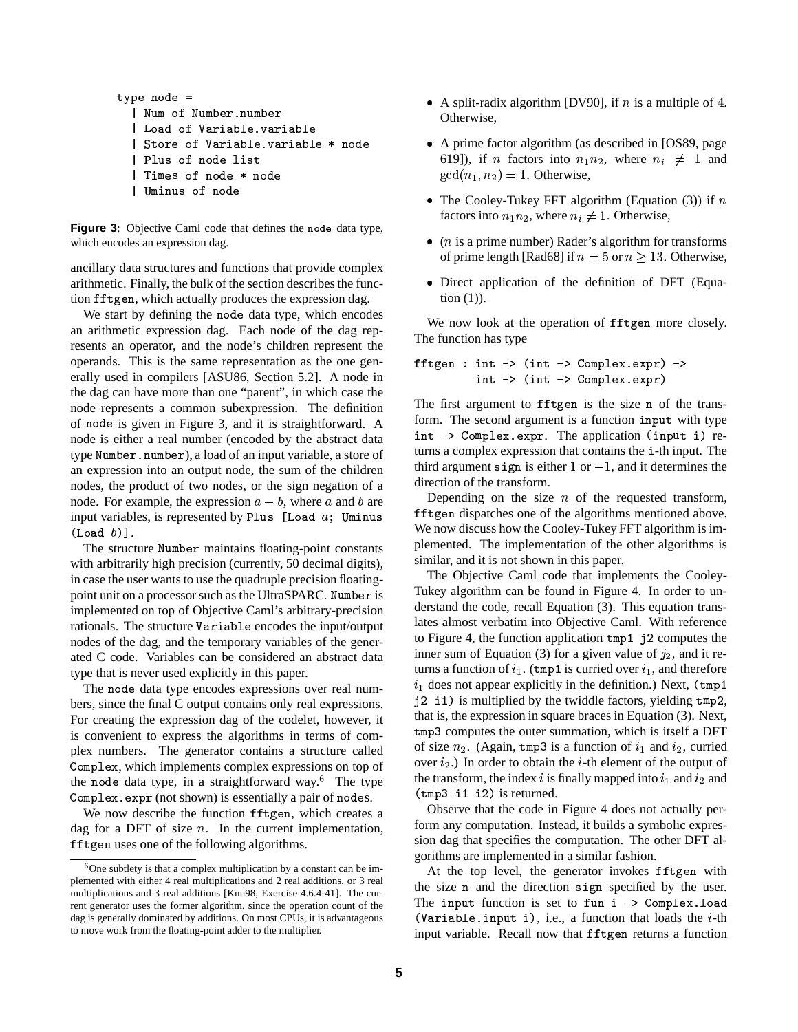```
type node =
  | Num of Number.number
  | Load of Variable.variable
  | Store of Variable.variable * node
  | Plus of node list
  | Times of node * node
  | Uminus of node
```

**Figure 3**: Objective Caml code that defines the `node` data type, which encodes an expression dag.

ancillary data structures and functions that provide complex arithmetic. Finally, the bulk of the section describes the function `fftgen`, which actually produces the expression dag.

We start by defining the `node` data type, which encodes an arithmetic expression dag. Each node of the dag represents an operator, and the node's children represent the operands. This is the same representation as the one generally used in compilers [ASU86, Section 5.2]. A node in the dag can have more than one "parent", in which case the node represents a common subexpression. The definition of `node` is given in Figure 3, and it is straightforward. A node is either a real number (encoded by the abstract data type `Number.number`), a load of an input variable, a store of an expression into an output node, the sum of the children nodes, the product of two nodes, or the sign negation of a node. For example, the expression $a - b$, where $a$ and $b$ are input variables, is represented by `Plus [Load` $a$`; Uminus (Load` $b$`)]`.

The structure `Number` maintains floating-point constants with arbitrarily high precision (currently, 50 decimal digits), in case the user wants to use the quadruple precision floating-point unit on a processor such as the UltraSPARC. `Number` is implemented on top of Objective Caml's arbitrary-precision rationals. The structure `Variable` encodes the input/output nodes of the dag, and the temporary variables of the generated C code. Variables can be considered an abstract data type that is never used explicitly in this paper.

The `node` data type encodes expressions over real numbers, since the final C output contains only real expressions. For creating the expression dag of the codelet, however, it is convenient to express the algorithms in terms of complex numbers. The generator contains a structure called `Complex`, which implements complex expressions on top of the `node` data type, in a straightforward way.[6] The type `Complex.expr` (not shown) is essentially a pair of `node`s.

We now describe the function `fftgen`, which creates a dag for a DFT of size $n$. In the current implementation, `fftgen` uses one of the following algorithms.

- A split-radix algorithm [DV90], if $n$ is a multiple of 4. Otherwise,
- A prime factor algorithm (as described in [OS89, page 619]), if $n$ factors into $n_1 n_2$, where $n_i \neq 1$ and $\gcd(n_1, n_2) = 1$. Otherwise,
- The Cooley-Tukey FFT algorithm (Equation (3)) if $n$ factors into $n_1 n_2$, where $n_i \neq 1$. Otherwise,
- ($n$ is a prime number) Rader's algorithm for transforms of prime length [Rad68] if $n = 5$ or $n \geq 13$. Otherwise,
- Direct application of the definition of DFT (Equation (1)).

We now look at the operation of `fftgen` more closely. The function has type

```
fftgen : int -> (int -> Complex.expr) ->
         int -> (int -> Complex.expr)
```

The first argument to `fftgen` is the size `n` of the transform. The second argument is a function `input` with type `int -> Complex.expr`. The application `(input i)` returns a complex expression that contains the `i`-th input. The third argument `sign` is either 1 or $-1$, and it determines the direction of the transform.

Depending on the size $n$ of the requested transform, `fftgen` dispatches one of the algorithms mentioned above. We now discuss how the Cooley-Tukey FFT algorithm is implemented. The implementation of the other algorithms is similar, and it is not shown in this paper.

The Objective Caml code that implements the Cooley-Tukey algorithm can be found in Figure 4. In order to understand the code, recall Equation (3). This equation translates almost verbatim into Objective Caml. With reference to Figure 4, the function application `tmp1 j2` computes the inner sum of Equation (3) for a given value of $j_2$, and it returns a function of $i_1$. (`tmp1` is curried over $i_1$, and therefore $i_1$ does not appear explicitly in the definition.) Next, `(tmp1 j2 i1)` is multiplied by the twiddle factors, yielding `tmp2`, that is, the expression in square braces in Equation (3). Next, `tmp3` computes the outer summation, which is itself a DFT of size $n_2$. (Again, `tmp3` is a function of $i_1$ and $i_2$, curried over $i_2$.) In order to obtain the $i$-th element of the output of the transform, the index $i$ is finally mapped into $i_1$ and $i_2$ and `(tmp3 i1 i2)` is returned.

Observe that the code in Figure 4 does not actually perform any computation. Instead, it builds a symbolic expression dag that specifies the computation. The other DFT algorithms are implemented in a similar fashion.

At the top level, the generator invokes `fftgen` with the size `n` and the direction `sign` specified by the user. The `input` function is set to `fun i -> Complex.load (Variable.input i)`, i.e., a function that loads the $i$-th input variable. Recall now that `fftgen` returns a function

[6] One subtlety is that a complex multiplication by a constant can be implemented with either 4 real multiplications and 2 real additions, or 3 real multiplications and 3 real additions [Knu98, Exercise 4.6.4-41]. The current generator uses the former algorithm, since the operation count of the dag is generally dominated by additions. On most CPUs, it is advantageous to move work from the floating-point adder to the multiplier.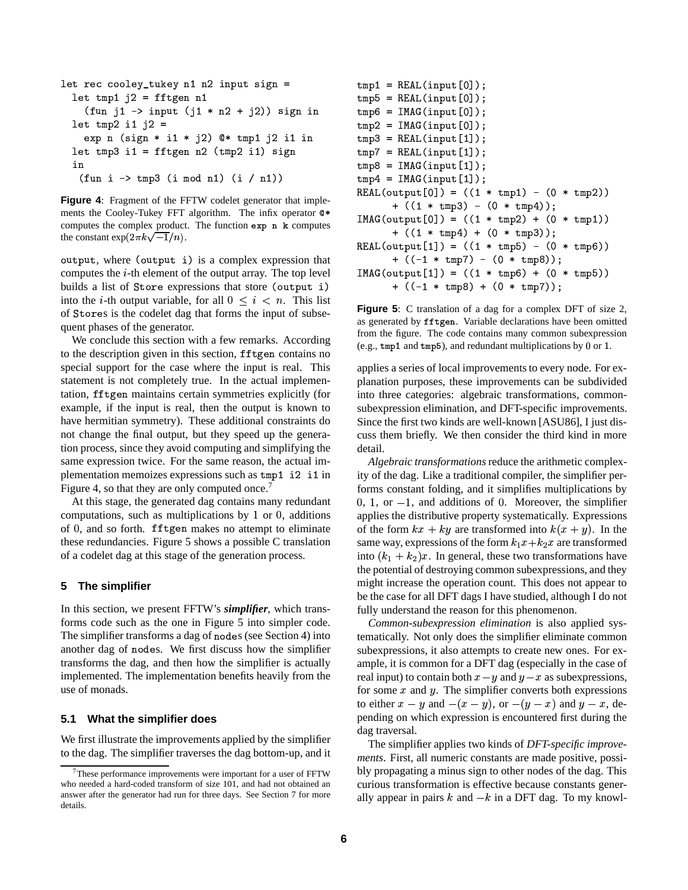```
let rec cooley_tukey n1 n2 input sign =
  let tmp1 j2 = fftgen n1
    (fun j1 -> input (j1 * n2 + j2)) sign in
  let tmp2 i1 j2 =
    exp n (sign * i1 * j2) @* tmp1 j2 i1 in
  let tmp3 i1 = fftgen n2 (tmp2 i1) sign
  in
   (fun i -> tmp3 (i mod n1) (i / n1))
```

**Figure 4**: Fragment of the FFTW codelet generator that implements the Cooley-Tukey FFT algorithm. The infix operator `@*` computes the complex product. The function `exp n k` computes the constant $\exp(2\pi k\sqrt{-1}/n)$.

`output`, where `(output i)` is a complex expression that computes the $i$-th element of the output array. The top level builds a list of `Store` expressions that store `(output i)` into the $i$-th output variable, for all $0 \le i < n$. This list of `Store`s is the codelet dag that forms the input of subsequent phases of the generator.

We conclude this section with a few remarks. According to the description given in this section, `fftgen` contains no special support for the case where the input is real. This statement is not completely true. In the actual implementation, `fftgen` maintains certain symmetries explicitly (for example, if the input is real, then the output is known to have hermitian symmetry). These additional constraints do not change the final output, but they speed up the generation process, since they avoid computing and simplifying the same expression twice. For the same reason, the actual implementation memoizes expressions such as `tmp1 i2 i1` in Figure 4, so that they are only computed once.[7]

At this stage, the generated dag contains many redundant computations, such as multiplications by 1 or 0, additions of 0, and so forth. `fftgen` makes no attempt to eliminate these redundancies. Figure 5 shows a possible C translation of a codelet dag at this stage of the generation process.

## 5 The simplifier

In this section, we present FFTW's ***simplifier***, which transforms code such as the one in Figure 5 into simpler code. The simplifier transforms a dag of `node`s (see Section 4) into another dag of `node`s. We first discuss how the simplifier transforms the dag, and then how the simplifier is actually implemented. The implementation benefits heavily from the use of monads.

### 5.1 What the simplifier does

We first illustrate the improvements applied by the simplifier to the dag. The simplifier traverses the dag bottom-up, and it applies a series of local improvements to every node. For explanation purposes, these improvements can be subdivided into three categories: algebraic transformations, common-subexpression elimination, and DFT-specific improvements. Since the first two kinds are well-known [ASU86], I just discuss them briefly. We then consider the third kind in more detail.

[7] These performance improvements were important for a user of FFTW who needed a hard-coded transform of size 101, and had not obtained an answer after the generator had run for three days. See Section 7 for more details.

```
tmp1 = REAL(input[0]);
tmp5 = REAL(input[0]);
tmp6 = IMAG(input[0]);
tmp2 = IMAG(input[0]);
tmp3 = REAL(input[1]);
tmp7 = REAL(input[1]);
tmp8 = IMAG(input[1]);
tmp4 = IMAG(input[1]);
REAL(output[0]) = ((1 * tmp1) - (0 * tmp2))
      + ((1 * tmp3) - (0 * tmp4));
IMAG(output[0]) = ((1 * tmp2) + (0 * tmp1))
      + ((1 * tmp4) + (0 * tmp3));
REAL(output[1]) = ((1 * tmp5) - (0 * tmp6))
      + ((-1 * tmp7) - (0 * tmp8));
IMAG(output[1]) = ((1 * tmp6) + (0 * tmp5))
      + ((-1 * tmp8) + (0 * tmp7));
```

**Figure 5**: C translation of a dag for a complex DFT of size 2, as generated by `fftgen`. Variable declarations have been omitted from the figure. The code contains many common subexpression (e.g., `tmp1` and `tmp5`), and redundant multiplications by 0 or 1.

*Algebraic transformations* reduce the arithmetic complexity of the dag. Like a traditional compiler, the simplifier performs constant folding, and it simplifies multiplications by 0, 1, or $-1$, and additions of 0. Moreover, the simplifier applies the distributive property systematically. Expressions of the form $kx + ky$ are transformed into $k(x + y)$. In the same way, expressions of the form $k_1x + k_2x$ are transformed into $(k_1 + k_2)x$. In general, these two transformations have the potential of destroying common subexpressions, and they might increase the operation count. This does not appear to be the case for all DFT dags I have studied, although I do not fully understand the reason for this phenomenon.

*Common-subexpression elimination* is also applied systematically. Not only does the simplifier eliminate common subexpressions, it also attempts to create new ones. For example, it is common for a DFT dag (especially in the case of real input) to contain both $x - y$ and $y - x$ as subexpressions, for some $x$ and $y$. The simplifier converts both expressions to either $x - y$ and $-(x - y)$, or $-(y - x)$ and $y - x$, depending on which expression is encountered first during the dag traversal.

The simplifier applies two kinds of *DFT-specific improvements*. First, all numeric constants are made positive, possibly propagating a minus sign to other nodes of the dag. This curious transformation is effective because constants generally appear in pairs $k$ and $-k$ in a DFT dag. To my knowl-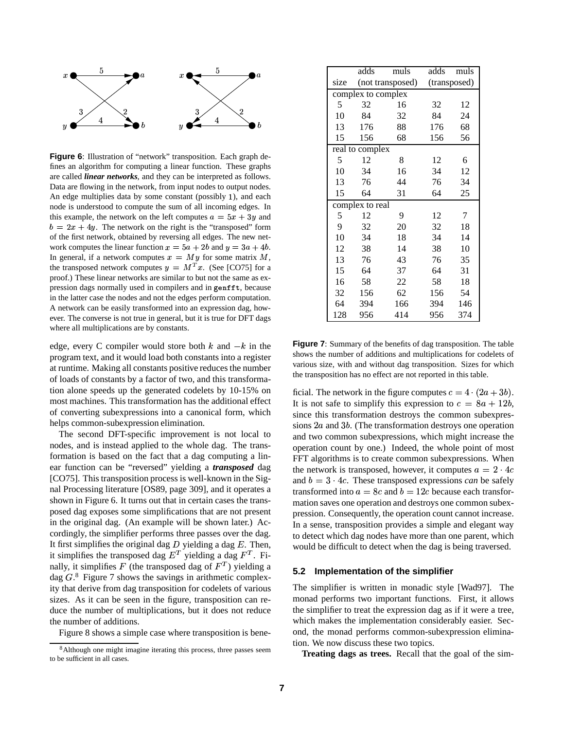**Figure 6**: Illustration of "network" transposition. Each graph defines an algorithm for computing a linear function. These graphs are called ***linear networks***, and they can be interpreted as follows. Data are flowing in the network, from input nodes to output nodes. An edge multiplies data by some constant (possibly 1), and each node is understood to compute the sum of all incoming edges. In this example, the network on the left computes $a = 5x + 3y$ and $b = 2x + 4y$. The network on the right is the "transposed" form of the first network, obtained by reversing all edges. The new network computes the linear function $x = 5a + 2b$ and $y = 3a + 4b$. In general, if a network computes $x = My$ for some matrix $M$, the transposed network computes $y = M^T x$. (See [CO75] for a proof.) These linear networks are similar to but not the same as expression dags normally used in compilers and in `genfft`, because in the latter case the nodes and not the edges perform computation. A network can be easily transformed into an expression dag, however. The converse is not true in general, but it is true for DFT dags where all multiplications are by constants.

edge, every C compiler would store both $k$ and $-k$ in the program text, and it would load both constants into a register at runtime. Making all constants positive reduces the number of loads of constants by a factor of two, and this transformation alone speeds up the generated codelets by 10-15% on most machines. This transformation has the additional effect of converting subexpressions into a canonical form, which helps common-subexpression elimination.

The second DFT-specific improvement is not local to nodes, and is instead applied to the whole dag. The transformation is based on the fact that a dag computing a linear function can be "reversed" yielding a ***transposed*** dag [CO75]. This transposition process is well-known in the Signal Processing literature [OS89, page 309], and it operates a shown in Figure 6. It turns out that in certain cases the transposed dag exposes some simplifications that are not present in the original dag. (An example will be shown later.) Accordingly, the simplifier performs three passes over the dag. It first simplifies the original dag $D$ yielding a dag $E$. Then, it simplifies the transposed dag $E^T$ yielding a dag $F^T$. Finally, it simplifies $F$ (the transposed dag of $F^T$) yielding a dag $G$.[8] Figure 7 shows the savings in arithmetic complexity that derive from dag transposition for codelets of various sizes. As it can be seen in the figure, transposition can reduce the number of multiplications, but it does not reduce the number of additions.

Figure 8 shows a simple case where transposition is beneficial. The network in the figure computes $c = 4 \cdot (2a + 3b)$. It is not safe to simplify this expression to $c = 8a + 12b$, since this transformation destroys the common subexpressions $2a$ and $3b$. (The transformation destroys one operation and two common subexpressions, which might increase the operation count by one.) Indeed, the whole point of most FFT algorithms is to create common subexpressions. When the network is transposed, however, it computes $a = 2 \cdot 4c$ and $b = 3 \cdot 4c$. These transposed expressions *can* be safely transformed into $a = 8c$ and $b = 12c$ because each transformation saves one operation and destroys one common subexpression. Consequently, the operation count cannot increase. In a sense, transposition provides a simple and elegant way to detect which dag nodes have more than one parent, which would be difficult to detect when the dag is being traversed.

| size | adds (not transposed) | muls (not transposed) | adds (transposed) | muls (transposed) |
|---|---|---|---|---|
| complex to complex | | | | |
| 5 | 32 | 16 | 32 | 12 |
| 10 | 84 | 32 | 84 | 24 |
| 13 | 176 | 88 | 176 | 68 |
| 15 | 156 | 68 | 156 | 56 |
| real to complex | | | | |
| 5 | 12 | 8 | 12 | 6 |
| 10 | 34 | 16 | 34 | 12 |
| 13 | 76 | 44 | 76 | 34 |
| 15 | 64 | 31 | 64 | 25 |
| complex to real | | | | |
| 5 | 12 | 9 | 12 | 7 |
| 9 | 32 | 20 | 32 | 18 |
| 10 | 34 | 18 | 34 | 14 |
| 12 | 38 | 14 | 38 | 10 |
| 13 | 76 | 43 | 76 | 35 |
| 15 | 64 | 37 | 64 | 31 |
| 16 | 58 | 22 | 58 | 18 |
| 32 | 156 | 62 | 156 | 54 |
| 64 | 394 | 166 | 394 | 146 |
| 128 | 956 | 414 | 956 | 374 |

**Figure 7**: Summary of the benefits of dag transposition. The table shows the number of additions and multiplications for codelets of various size, with and without dag transposition. Sizes for which the transposition has no effect are not reported in this table.

### 5.2 Implementation of the simplifier

The simplifier is written in monadic style [Wad97]. The monad performs two important functions. First, it allows the simplifier to treat the expression dag as if it were a tree, which makes the implementation considerably easier. Second, the monad performs common-subexpression elimination. We now discuss these two topics.

**Treating dags as trees.** Recall that the goal of the sim-

[8] Although one might imagine iterating this process, three passes seem to be sufficient in all cases.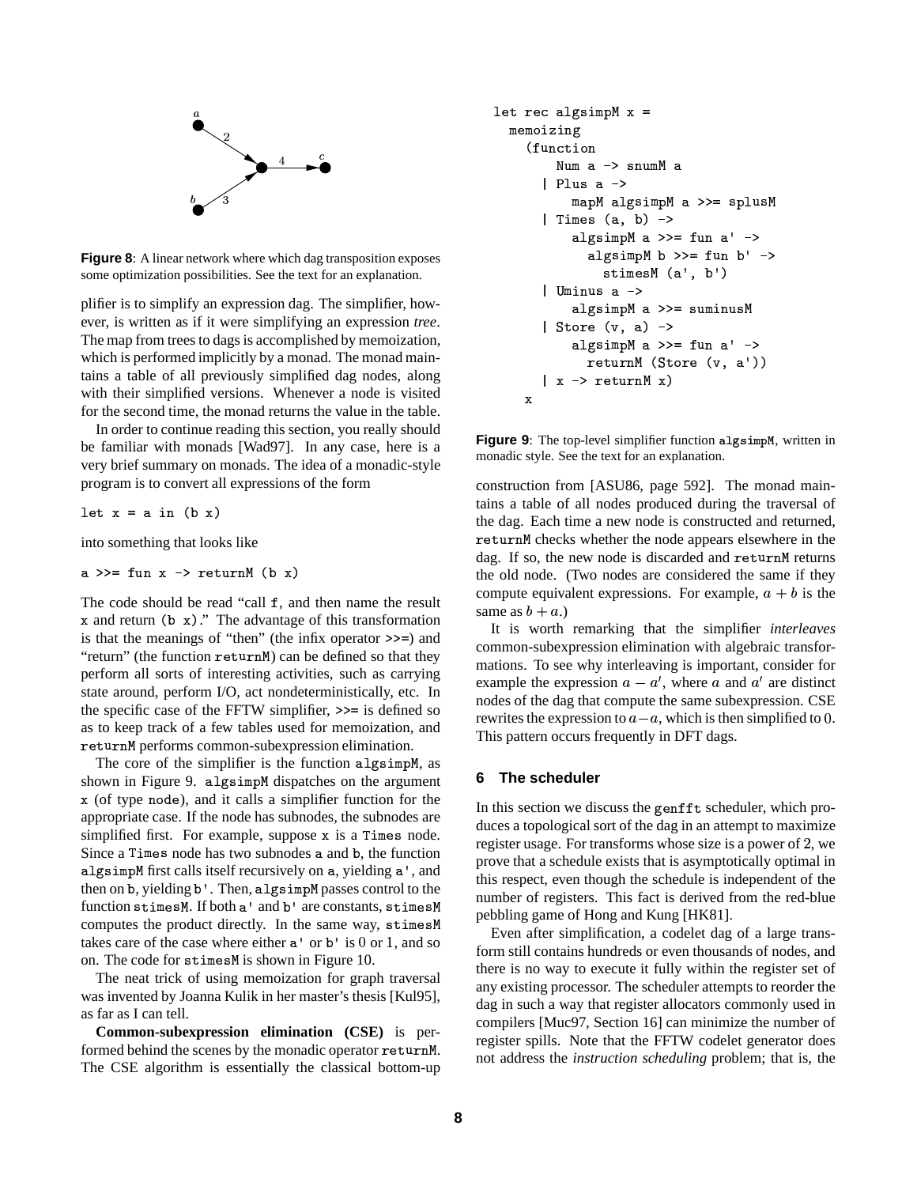Figure 8: A linear network where which dag transposition exposes some optimization possibilities. See the text for an explanation.

plifier is to simplify an expression dag. The simplifier, however, is written as if it were simplifying an expression *tree*. The map from trees to dags is accomplished by memoization, which is performed implicitly by a monad. The monad maintains a table of all previously simplified dag nodes, along with their simplified versions. Whenever a node is visited for the second time, the monad returns the value in the table.

In order to continue reading this section, you really should be familiar with monads [Wad97]. In any case, here is a very brief summary on monads. The idea of a monadic-style program is to convert all expressions of the form

```
let x = a in (b x)
```

into something that looks like

```
a >>= fun x -> returnM (b x)
```

The code should be read "call `f`, and then name the result `x` and return `(b x)`." The advantage of this transformation is that the meanings of "then" (the infix operator `>>=`) and "return" (the function `returnM`) can be defined so that they perform all sorts of interesting activities, such as carrying state around, perform I/O, act nondeterministically, etc. In the specific case of the FFTW simplifier, `>>=` is defined so as to keep track of a few tables used for memoization, and `returnM` performs common-subexpression elimination.

The core of the simplifier is the function `algsimpM`, as shown in Figure 9. `algsimpM` dispatches on the argument `x` (of type `node`), and it calls a simplifier function for the appropriate case. If the node has subnodes, the subnodes are simplified first. For example, suppose `x` is a `Times` node. Since a `Times` node has two subnodes `a` and `b`, the function `algsimpM` first calls itself recursively on `a`, yielding `a'`, and then on `b`, yielding `b'`. Then, `algsimpM` passes control to the function `stimesM`. If both `a'` and `b'` are constants, `stimesM` computes the product directly. In the same way, `stimesM` takes care of the case where either `a'` or `b'` is 0 or 1, and so on. The code for `stimesM` is shown in Figure 10.

The neat trick of using memoization for graph traversal was invented by Joanna Kulik in her master's thesis [Kul95], as far as I can tell.

**Common-subexpression elimination (CSE)** is performed behind the scenes by the monadic operator `returnM`. The CSE algorithm is essentially the classical bottom-up

```
let rec algsimpM x =
  memoizing
    (function
        Num a -> snumM a
      | Plus a ->
          mapM algsimpM a >>= splusM
      | Times (a, b) ->
          algsimpM a >>= fun a' ->
            algsimpM b >>= fun b' ->
              stimesM (a', b')
      | Uminus a ->
          algsimpM a >>= suminusM
      | Store (v, a) ->
          algsimpM a >>= fun a' ->
            returnM (Store (v, a'))
      | x -> returnM x)
    x
```

Figure 9: The top-level simplifier function `algsimpM`, written in monadic style. See the text for an explanation.

construction from [ASU86, page 592]. The monad maintains a table of all nodes produced during the traversal of the dag. Each time a new node is constructed and returned, `returnM` checks whether the node appears elsewhere in the dag. If so, the new node is discarded and `returnM` returns the old node. (Two nodes are considered the same if they compute equivalent expressions. For example, $a + b$ is the same as $b + a$.)

It is worth remarking that the simplifier *interleaves* common-subexpression elimination with algebraic transformations. To see why interleaving is important, consider for example the expression $a - a'$, where $a$ and $a'$ are distinct nodes of the dag that compute the same subexpression. CSE rewrites the expression to $a - a$, which is then simplified to 0. This pattern occurs frequently in DFT dags.

## 6 The scheduler

In this section we discuss the `genfft` scheduler, which produces a topological sort of the dag in an attempt to maximize register usage. For transforms whose size is a power of 2, we prove that a schedule exists that is asymptotically optimal in this respect, even though the schedule is independent of the number of registers. This fact is derived from the red-blue pebbling game of Hong and Kung [HK81].

Even after simplification, a codelet dag of a large transform still contains hundreds or even thousands of nodes, and there is no way to execute it fully within the register set of any existing processor. The scheduler attempts to reorder the dag in such a way that register allocators commonly used in compilers [Muc97, Section 16] can minimize the number of register spills. Note that the FFTW codelet generator does not address the *instruction scheduling* problem; that is, the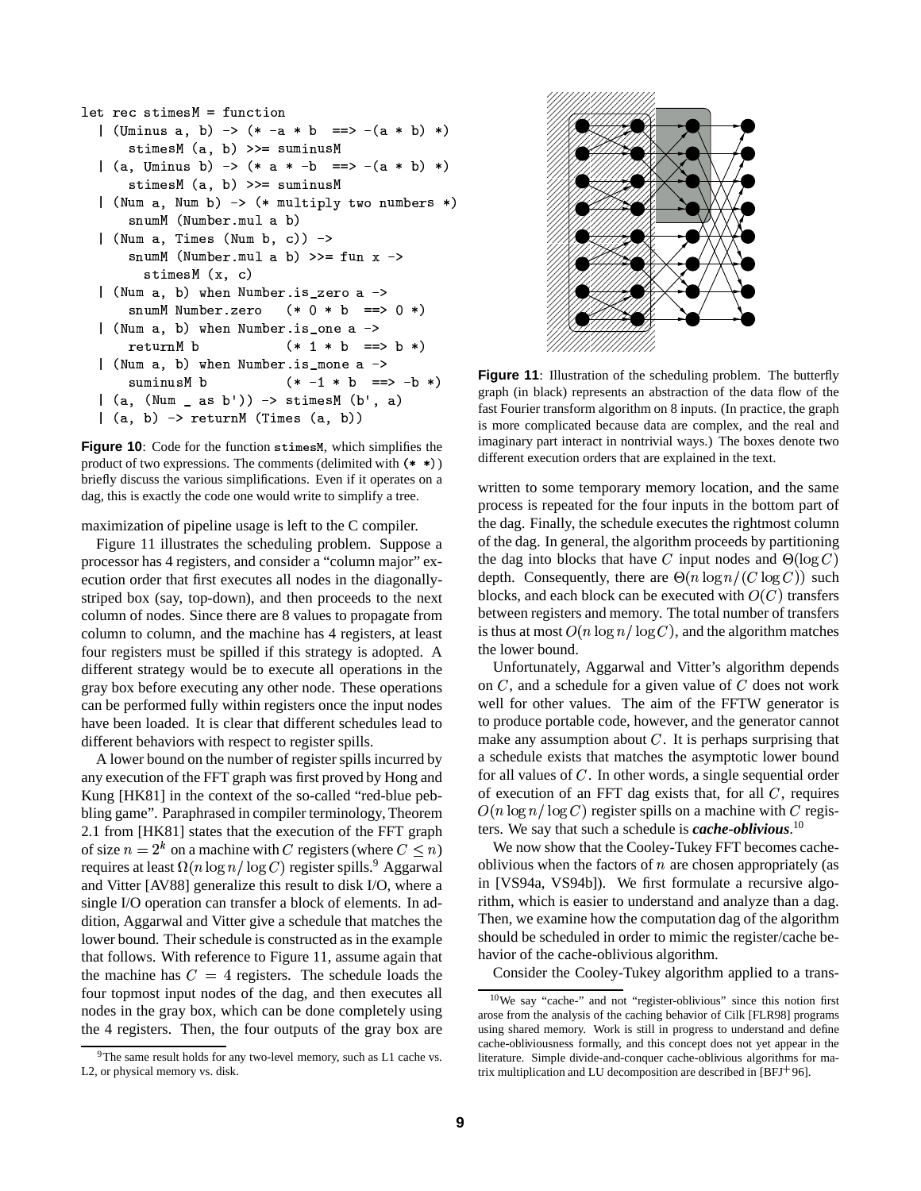```
let rec stimesM = function
  | (Uminus a, b) -> (* -a * b  ==> -(a * b) *)
      stimesM (a, b) >>= suminusM
  | (a, Uminus b) -> (* a * -b  ==> -(a * b) *)
      stimesM (a, b) >>= suminusM
  | (Num a, Num b) -> (* multiply two numbers *)
      snumM (Number.mul a b)
  | (Num a, Times (Num b, c)) ->
      snumM (Number.mul a b) >>= fun x ->
        stimesM (x, c)
  | (Num a, b) when Number.is_zero a ->
      snumM Number.zero   (* 0 * b  ==> 0 *)
  | (Num a, b) when Number.is_one a ->
      returnM b           (* 1 * b  ==> b *)
  | (Num a, b) when Number.is_mone a ->
      suminusM b          (* -1 * b  ==> -b *)
  | (a, (Num _ as b')) -> stimesM (b', a)
  | (a, b) -> returnM (Times (a, b))
```

**Figure 10**: Code for the function `stimesM`, which simplifies the product of two expressions. The comments (delimited with `(* *)`) briefly discuss the various simplifications. Even if it operates on a dag, this is exactly the code one would write to simplify a tree.

maximization of pipeline usage is left to the C compiler.

Figure 11 illustrates the scheduling problem. Suppose a processor has 4 registers, and consider a "column major" execution order that first executes all nodes in the diagonally-striped box (say, top-down), and then proceeds to the next column of nodes. Since there are 8 values to propagate from column to column, and the machine has 4 registers, at least four registers must be spilled if this strategy is adopted. A different strategy would be to execute all operations in the gray box before executing any other node. These operations can be performed fully within registers once the input nodes have been loaded. It is clear that different schedules lead to different behaviors with respect to register spills.

A lower bound on the number of register spills incurred by any execution of the FFT graph was first proved by Hong and Kung [HK81] in the context of the so-called "red-blue pebbling game". Paraphrased in compiler terminology, Theorem 2.1 from [HK81] states that the execution of the FFT graph of size $n = 2^k$ on a machine with $C$ registers (where $C \le n$) requires at least $\Omega(n \log n / \log C)$ register spills.[9] Aggarwal and Vitter [AV88] generalize this result to disk I/O, where a single I/O operation can transfer a block of elements. In addition, Aggarwal and Vitter give a schedule that matches the lower bound. Their schedule is constructed as in the example that follows. With reference to Figure 11, assume again that the machine has $C = 4$ registers. The schedule loads the four topmost input nodes of the dag, and then executes all nodes in the gray box, which can be done completely using the 4 registers. Then, the four outputs of the gray box are

**Figure 11**: Illustration of the scheduling problem. The butterfly graph (in black) represents an abstraction of the data flow of the fast Fourier transform algorithm on 8 inputs. (In practice, the graph is more complicated because data are complex, and the real and imaginary part interact in nontrivial ways.) The boxes denote two different execution orders that are explained in the text.

written to some temporary memory location, and the same process is repeated for the four inputs in the bottom part of the dag. Finally, the schedule executes the rightmost column of the dag. In general, the algorithm proceeds by partitioning the dag into blocks that have $C$ input nodes and $\Theta(\log C)$ depth. Consequently, there are $\Theta(n \log n/(C \log C))$ such blocks, and each block can be executed with $O(C)$ transfers between registers and memory. The total number of transfers is thus at most $O(n \log n/ \log C)$, and the algorithm matches the lower bound.

Unfortunately, Aggarwal and Vitter's algorithm depends on $C$, and a schedule for a given value of $C$ does not work well for other values. The aim of the FFTW generator is to produce portable code, however, and the generator cannot make any assumption about $C$. It is perhaps surprising that a schedule exists that matches the asymptotic lower bound for all values of $C$. In other words, a single sequential order of execution of an FFT dag exists that, for all $C$, requires $O(n \log n/ \log C)$ register spills on a machine with $C$ registers. We say that such a schedule is ***cache-oblivious***.[10]

We now show that the Cooley-Tukey FFT becomes cache-oblivious when the factors of $n$ are chosen appropriately (as in [VS94a, VS94b]). We first formulate a recursive algorithm, which is easier to understand and analyze than a dag. Then, we examine how the computation dag of the algorithm should be scheduled in order to mimic the register/cache behavior of the cache-oblivious algorithm.

Consider the Cooley-Tukey algorithm applied to a trans-

[9] The same result holds for any two-level memory, such as L1 cache vs. L2, or physical memory vs. disk.

[10] We say "cache-" and not "register-oblivious" since this notion first arose from the analysis of the caching behavior of Cilk [FLR98] programs using shared memory. Work is still in progress to understand and define cache-obliviousness formally, and this concept does not yet appear in the literature. Simple divide-and-conquer cache-oblivious algorithms for matrix multiplication and LU decomposition are described in [BFJ+96].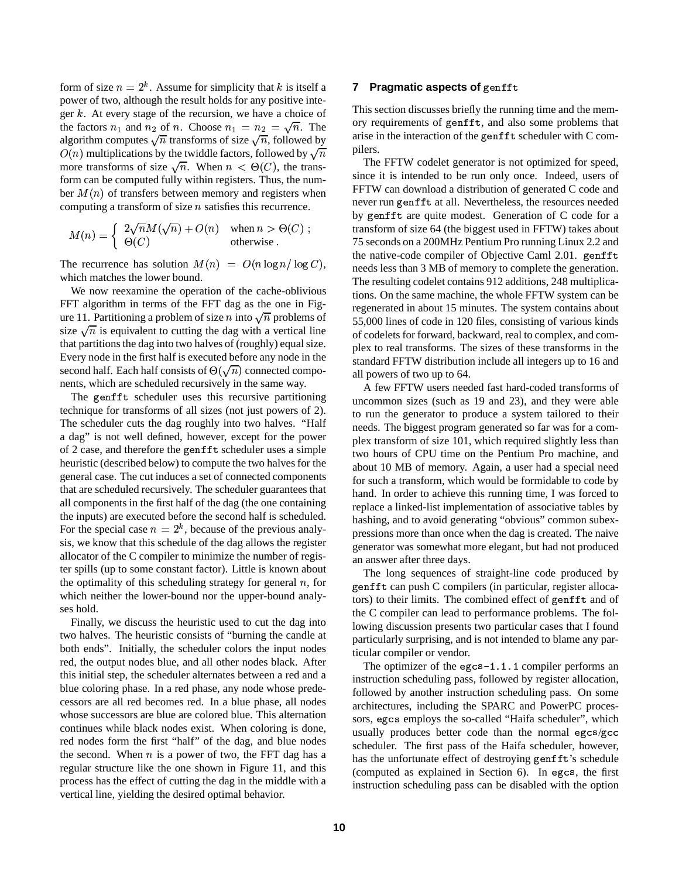form of size $n = 2^k$. Assume for simplicity that $k$ is itself a power of two, although the result holds for any positive integer $k$. At every stage of the recursion, we have a choice of the factors $n_1$ and $n_2$ of $n$. Choose $n_1 = n_2 = \sqrt{n}$. The algorithm computes $\sqrt{n}$ transforms of size $\sqrt{n}$, followed by $O(n)$ multiplications by the twiddle factors, followed by $\sqrt{n}$ more transforms of size $\sqrt{n}$. When $n < \Theta(C)$, the transform can be computed fully within registers. Thus, the number $M(n)$ of transfers between memory and registers when computing a transform of size $n$ satisfies this recurrence.

$$M(n) = \begin{cases} 2\sqrt{n}M(\sqrt{n}) + O(n) & \text{when } n > \Theta(C)\ ; \\ \Theta(C) & \text{otherwise .} \end{cases}$$

The recurrence has solution $M(n) = O(n \log n / \log C)$, which matches the lower bound.

We now reexamine the operation of the cache-oblivious FFT algorithm in terms of the FFT dag as the one in Figure 11. Partitioning a problem of size $n$ into $\sqrt{n}$ problems of size $\sqrt{n}$ is equivalent to cutting the dag with a vertical line that partitions the dag into two halves of (roughly) equal size. Every node in the first half is executed before any node in the second half. Each half consists of $\Theta(\sqrt{n})$ connected components, which are scheduled recursively in the same way.

The `genfft` scheduler uses this recursive partitioning technique for transforms of all sizes (not just powers of 2). The scheduler cuts the dag roughly into two halves. "Half a dag" is not well defined, however, except for the power of 2 case, and therefore the `genfft` scheduler uses a simple heuristic (described below) to compute the two halves for the general case. The cut induces a set of connected components that are scheduled recursively. The scheduler guarantees that all components in the first half of the dag (the one containing the inputs) are executed before the second half is scheduled. For the special case $n = 2^k$, because of the previous analysis, we know that this schedule of the dag allows the register allocator of the C compiler to minimize the number of register spills (up to some constant factor). Little is known about the optimality of this scheduling strategy for general $n$, for which neither the lower-bound nor the upper-bound analyses hold.

Finally, we discuss the heuristic used to cut the dag into two halves. The heuristic consists of "burning the candle at both ends". Initially, the scheduler colors the input nodes red, the output nodes blue, and all other nodes black. After this initial step, the scheduler alternates between a red and a blue coloring phase. In a red phase, any node whose predecessors are all red becomes red. In a blue phase, all nodes whose successors are blue are colored blue. This alternation continues while black nodes exist. When coloring is done, red nodes form the first "half" of the dag, and blue nodes the second. When $n$ is a power of two, the FFT dag has a regular structure like the one shown in Figure 11, and this process has the effect of cutting the dag in the middle with a vertical line, yielding the desired optimal behavior.

## 7 Pragmatic aspects of `genfft`

This section discusses briefly the running time and the memory requirements of `genfft`, and also some problems that arise in the interaction of the `genfft` scheduler with C compilers.

The FFTW codelet generator is not optimized for speed, since it is intended to be run only once. Indeed, users of FFTW can download a distribution of generated C code and never run `genfft` at all. Nevertheless, the resources needed by `genfft` are quite modest. Generation of C code for a transform of size 64 (the biggest used in FFTW) takes about 75 seconds on a 200MHz Pentium Pro running Linux 2.2 and the native-code compiler of Objective Caml 2.01. `genfft` needs less than 3 MB of memory to complete the generation. The resulting codelet contains 912 additions, 248 multiplications. On the same machine, the whole FFTW system can be regenerated in about 15 minutes. The system contains about 55,000 lines of code in 120 files, consisting of various kinds of codelets for forward, backward, real to complex, and complex to real transforms. The sizes of these transforms in the standard FFTW distribution include all integers up to 16 and all powers of two up to 64.

A few FFTW users needed fast hard-coded transforms of uncommon sizes (such as 19 and 23), and they were able to run the generator to produce a system tailored to their needs. The biggest program generated so far was for a complex transform of size 101, which required slightly less than two hours of CPU time on the Pentium Pro machine, and about 10 MB of memory. Again, a user had a special need for such a transform, which would be formidable to code by hand. In order to achieve this running time, I was forced to replace a linked-list implementation of associative tables by hashing, and to avoid generating "obvious" common subexpressions more than once when the dag is created. The naive generator was somewhat more elegant, but had not produced an answer after three days.

The long sequences of straight-line code produced by `genfft` can push C compilers (in particular, register allocators) to their limits. The combined effect of `genfft` and of the C compiler can lead to performance problems. The following discussion presents two particular cases that I found particularly surprising, and is not intended to blame any particular compiler or vendor.

The optimizer of the `egcs-1.1.1` compiler performs an instruction scheduling pass, followed by register allocation, followed by another instruction scheduling pass. On some architectures, including the SPARC and PowerPC processors, `egcs` employs the so-called "Haifa scheduler", which usually produces better code than the normal `egcs`/`gcc` scheduler. The first pass of the Haifa scheduler, however, has the unfortunate effect of destroying `genfft`'s schedule (computed as explained in Section 6). In `egcs`, the first instruction scheduling pass can be disabled with the option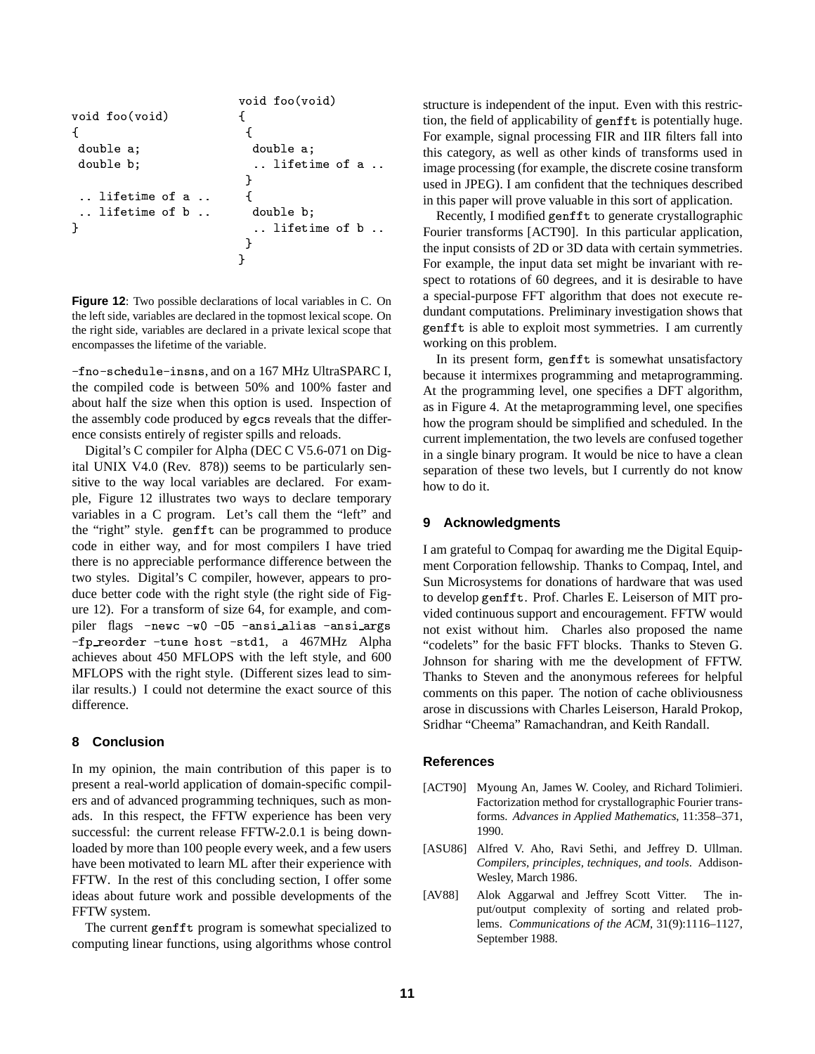```
void foo(void)
{
 double a;
 double b;

 .. lifetime of a ..
 .. lifetime of b ..
}
```

```
void foo(void)
{
 {
  double a;
  .. lifetime of a ..
 }
 {
  double b;
  .. lifetime of b ..
 }
}
```

**Figure 12**: Two possible declarations of local variables in C. On the left side, variables are declared in the topmost lexical scope. On the right side, variables are declared in a private lexical scope that encompasses the lifetime of the variable.

`-fno-schedule-insns`, and on a 167 MHz UltraSPARC I, the compiled code is between 50% and 100% faster and about half the size when this option is used. Inspection of the assembly code produced by `egcs` reveals that the difference consists entirely of register spills and reloads.

Digital's C compiler for Alpha (DEC C V5.6-071 on Digital UNIX V4.0 (Rev. 878)) seems to be particularly sensitive to the way local variables are declared. For example, Figure 12 illustrates two ways to declare temporary variables in a C program. Let's call them the "left" and the "right" style. `genfft` can be programmed to produce code in either way, and for most compilers I have tried there is no appreciable performance difference between the two styles. Digital's C compiler, however, appears to produce better code with the right style (the right side of Figure 12). For a transform of size 64, for example, and compiler flags `-newc -w0 -O5 -ansi_alias -ansi_args -fp_reorder -tune host -std1`, a 467MHz Alpha achieves about 450 MFLOPS with the left style, and 600 MFLOPS with the right style. (Different sizes lead to similar results.) I could not determine the exact source of this difference.

## 8 Conclusion

In my opinion, the main contribution of this paper is to present a real-world application of domain-specific compilers and of advanced programming techniques, such as monads. In this respect, the FFTW experience has been very successful: the current release FFTW-2.0.1 is being downloaded by more than 100 people every week, and a few users have been motivated to learn ML after their experience with FFTW. In the rest of this concluding section, I offer some ideas about future work and possible developments of the FFTW system.

The current `genfft` program is somewhat specialized to computing linear functions, using algorithms whose control structure is independent of the input. Even with this restriction, the field of applicability of `genfft` is potentially huge. For example, signal processing FIR and IIR filters fall into this category, as well as other kinds of transforms used in image processing (for example, the discrete cosine transform used in JPEG). I am confident that the techniques described in this paper will prove valuable in this sort of application.

Recently, I modified `genfft` to generate crystallographic Fourier transforms [ACT90]. In this particular application, the input consists of 2D or 3D data with certain symmetries. For example, the input data set might be invariant with respect to rotations of 60 degrees, and it is desirable to have a special-purpose FFT algorithm that does not execute redundant computations. Preliminary investigation shows that `genfft` is able to exploit most symmetries. I am currently working on this problem.

In its present form, `genfft` is somewhat unsatisfactory because it intermixes programming and metaprogramming. At the programming level, one specifies a DFT algorithm, as in Figure 4. At the metaprogramming level, one specifies how the program should be simplified and scheduled. In the current implementation, the two levels are confused together in a single binary program. It would be nice to have a clean separation of these two levels, but I currently do not know how to do it.

## 9 Acknowledgments

I am grateful to Compaq for awarding me the Digital Equipment Corporation fellowship. Thanks to Compaq, Intel, and Sun Microsystems for donations of hardware that was used to develop `genfft`. Prof. Charles E. Leiserson of MIT provided continuous support and encouragement. FFTW would not exist without him. Charles also proposed the name "codelets" for the basic FFT blocks. Thanks to Steven G. Johnson for sharing with me the development of FFTW. Thanks to Steven and the anonymous referees for helpful comments on this paper. The notion of cache obliviousness arose in discussions with Charles Leiserson, Harald Prokop, Sridhar "Cheema" Ramachandran, and Keith Randall.

## References

[ACT90] Myoung An, James W. Cooley, and Richard Tolimieri. Factorization method for crystallographic Fourier transforms. *Advances in Applied Mathematics*, 11:358–371, 1990.

[ASU86] Alfred V. Aho, Ravi Sethi, and Jeffrey D. Ullman. *Compilers, principles, techniques, and tools*. Addison-Wesley, March 1986.

[AV88] Alok Aggarwal and Jeffrey Scott Vitter. The input/output complexity of sorting and related problems. *Communications of the ACM*, 31(9):1116–1127, September 1988.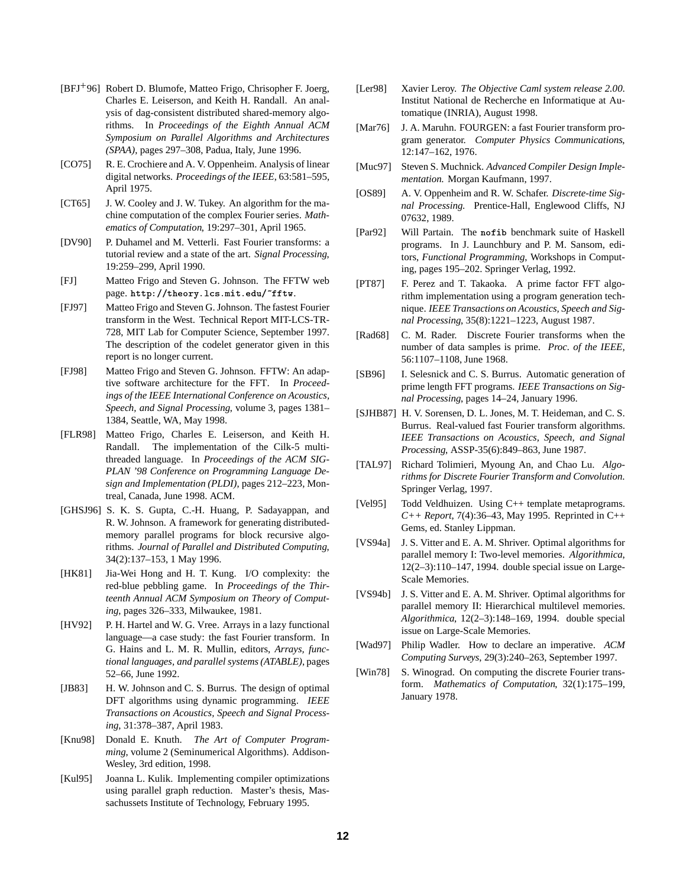[BFJ+96] Robert D. Blumofe, Matteo Frigo, Chrisopher F. Joerg, Charles E. Leiserson, and Keith H. Randall. An analysis of dag-consistent distributed shared-memory algorithms. In *Proceedings of the Eighth Annual ACM Symposium on Parallel Algorithms and Architectures (SPAA)*, pages 297–308, Padua, Italy, June 1996.

[CO75] R. E. Crochiere and A. V. Oppenheim. Analysis of linear digital networks. *Proceedings of the IEEE*, 63:581–595, April 1975.

[CT65] J. W. Cooley and J. W. Tukey. An algorithm for the machine computation of the complex Fourier series. *Mathematics of Computation*, 19:297–301, April 1965.

[DV90] P. Duhamel and M. Vetterli. Fast Fourier transforms: a tutorial review and a state of the art. *Signal Processing*, 19:259–299, April 1990.

[FJ] Matteo Frigo and Steven G. Johnson. The FFTW web page. `http://theory.lcs.mit.edu/~fftw`.

[FJ97] Matteo Frigo and Steven G. Johnson. The fastest Fourier transform in the West. Technical Report MIT-LCS-TR-728, MIT Lab for Computer Science, September 1997. The description of the codelet generator given in this report is no longer current.

[FJ98] Matteo Frigo and Steven G. Johnson. FFTW: An adaptive software architecture for the FFT. In *Proceedings of the IEEE International Conference on Acoustics, Speech, and Signal Processing*, volume 3, pages 1381–1384, Seattle, WA, May 1998.

[FLR98] Matteo Frigo, Charles E. Leiserson, and Keith H. Randall. The implementation of the Cilk-5 multithreaded language. In *Proceedings of the ACM SIGPLAN '98 Conference on Programming Language Design and Implementation (PLDI)*, pages 212–223, Montreal, Canada, June 1998. ACM.

[GHSJ96] S. K. S. Gupta, C.-H. Huang, P. Sadayappan, and R. W. Johnson. A framework for generating distributed-memory parallel programs for block recursive algorithms. *Journal of Parallel and Distributed Computing*, 34(2):137–153, 1 May 1996.

[HK81] Jia-Wei Hong and H. T. Kung. I/O complexity: the red-blue pebbling game. In *Proceedings of the Thirteenth Annual ACM Symposium on Theory of Computing*, pages 326–333, Milwaukee, 1981.

[HV92] P. H. Hartel and W. G. Vree. Arrays in a lazy functional language—a case study: the fast Fourier transform. In G. Hains and L. M. R. Mullin, editors, *Arrays, functional languages, and parallel systems (ATABLE)*, pages 52–66, June 1992.

[JB83] H. W. Johnson and C. S. Burrus. The design of optimal DFT algorithms using dynamic programming. *IEEE Transactions on Acoustics, Speech and Signal Processing*, 31:378–387, April 1983.

[Knu98] Donald E. Knuth. *The Art of Computer Programming*, volume 2 (Seminumerical Algorithms). Addison-Wesley, 3rd edition, 1998.

[Kul95] Joanna L. Kulik. Implementing compiler optimizations using parallel graph reduction. Master's thesis, Massachussets Institute of Technology, February 1995.

[Ler98] Xavier Leroy. *The Objective Caml system release 2.00*. Institut National de Recherche en Informatique at Automatique (INRIA), August 1998.

[Mar76] J. A. Maruhn. FOURGEN: a fast Fourier transform program generator. *Computer Physics Communications*, 12:147–162, 1976.

[Muc97] Steven S. Muchnick. *Advanced Compiler Design Implementation*. Morgan Kaufmann, 1997.

[OS89] A. V. Oppenheim and R. W. Schafer. *Discrete-time Signal Processing*. Prentice-Hall, Englewood Cliffs, NJ 07632, 1989.

[Par92] Will Partain. The **nofib** benchmark suite of Haskell programs. In J. Launchbury and P. M. Sansom, editors, *Functional Programming*, Workshops in Computing, pages 195–202. Springer Verlag, 1992.

[PT87] F. Perez and T. Takaoka. A prime factor FFT algorithm implementation using a program generation technique. *IEEE Transactions on Acoustics, Speech and Signal Processing*, 35(8):1221–1223, August 1987.

[Rad68] C. M. Rader. Discrete Fourier transforms when the number of data samples is prime. *Proc. of the IEEE*, 56:1107–1108, June 1968.

[SB96] I. Selesnick and C. S. Burrus. Automatic generation of prime length FFT programs. *IEEE Transactions on Signal Processing*, pages 14–24, January 1996.

[SJHB87] H. V. Sorensen, D. L. Jones, M. T. Heideman, and C. S. Burrus. Real-valued fast Fourier transform algorithms. *IEEE Transactions on Acoustics, Speech, and Signal Processing*, ASSP-35(6):849–863, June 1987.

[TAL97] Richard Tolimieri, Myoung An, and Chao Lu. *Algorithms for Discrete Fourier Transform and Convolution*. Springer Verlag, 1997.

[Vel95] Todd Veldhuizen. Using C++ template metaprograms. *C++ Report*, 7(4):36–43, May 1995. Reprinted in C++ Gems, ed. Stanley Lippman.

[VS94a] J. S. Vitter and E. A. M. Shriver. Optimal algorithms for parallel memory I: Two-level memories. *Algorithmica*, 12(2–3):110–147, 1994. double special issue on Large-Scale Memories.

[VS94b] J. S. Vitter and E. A. M. Shriver. Optimal algorithms for parallel memory II: Hierarchical multilevel memories. *Algorithmica*, 12(2–3):148–169, 1994. double special issue on Large-Scale Memories.

[Wad97] Philip Wadler. How to declare an imperative. *ACM Computing Surveys*, 29(3):240–263, September 1997.

[Win78] S. Winograd. On computing the discrete Fourier transform. *Mathematics of Computation*, 32(1):175–199, January 1978.